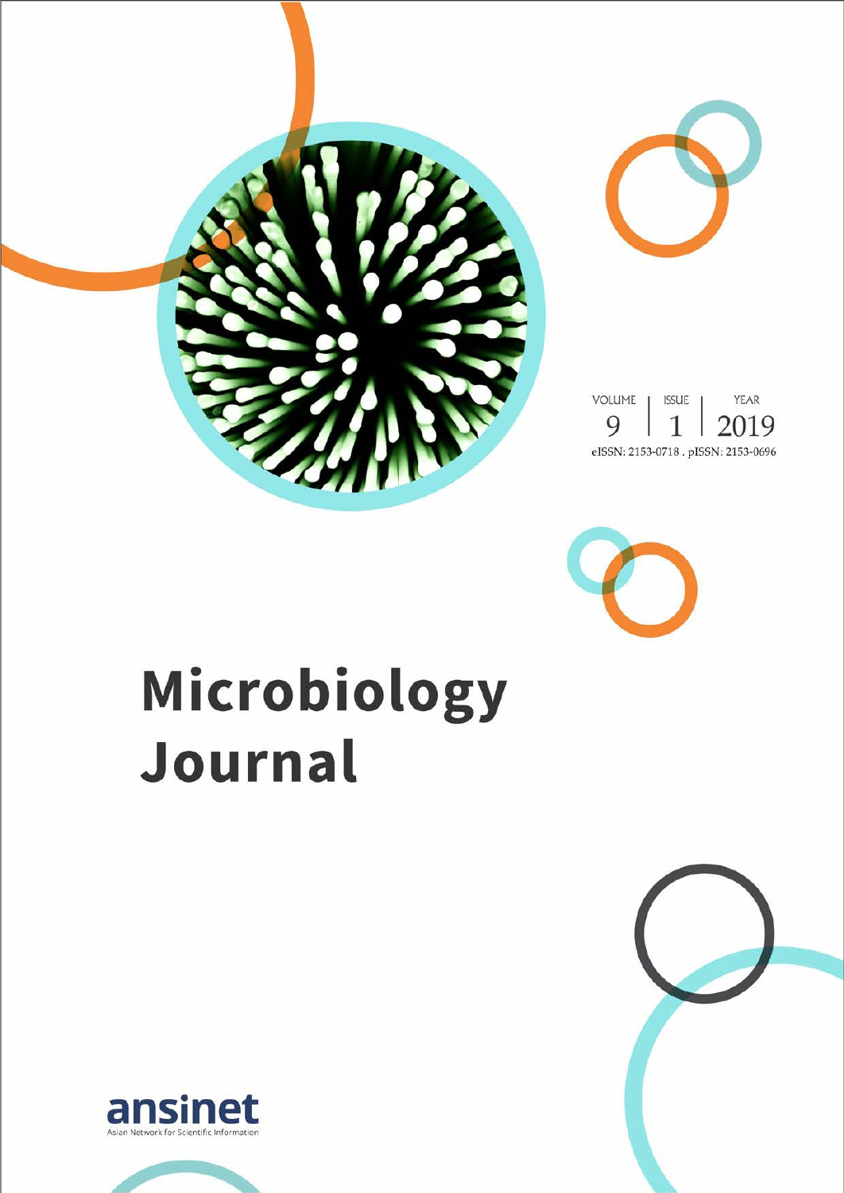VOLUME 9 | ISSUE 1 | YEAR 2019

eISSN: 2153-0718 . pISSN: 2153-0696

# Microbiology Journal

ansinet

Asian Network for Scientific Information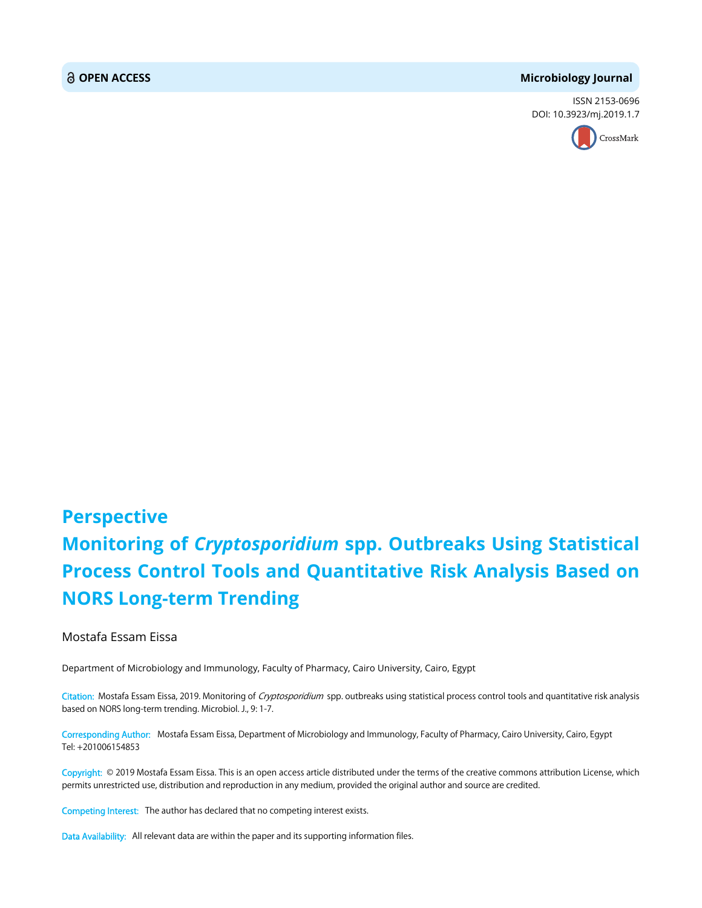**OPEN ACCESS**

**Microbiology Journal**

ISSN 2153-0696

DOI: 10.3923/mj.2019.1.7

# Perspective
# Monitoring of *Cryptosporidium* spp. Outbreaks Using Statistical Process Control Tools and Quantitative Risk Analysis Based on NORS Long-term Trending

Mostafa Essam Eissa

Department of Microbiology and Immunology, Faculty of Pharmacy, Cairo University, Cairo, Egypt

Citation: Mostafa Essam Eissa, 2019. Monitoring of *Cryptosporidium* spp. outbreaks using statistical process control tools and quantitative risk analysis based on NORS long-term trending. Microbiol. J., 9: 1-7.

Corresponding Author: Mostafa Essam Eissa, Department of Microbiology and Immunology, Faculty of Pharmacy, Cairo University, Cairo, Egypt Tel: +201006154853

Copyright: © 2019 Mostafa Essam Eissa. This is an open access article distributed under the terms of the creative commons attribution License, which permits unrestricted use, distribution and reproduction in any medium, provided the original author and source are credited.

Competing Interest: The author has declared that no competing interest exists.

Data Availability: All relevant data are within the paper and its supporting information files.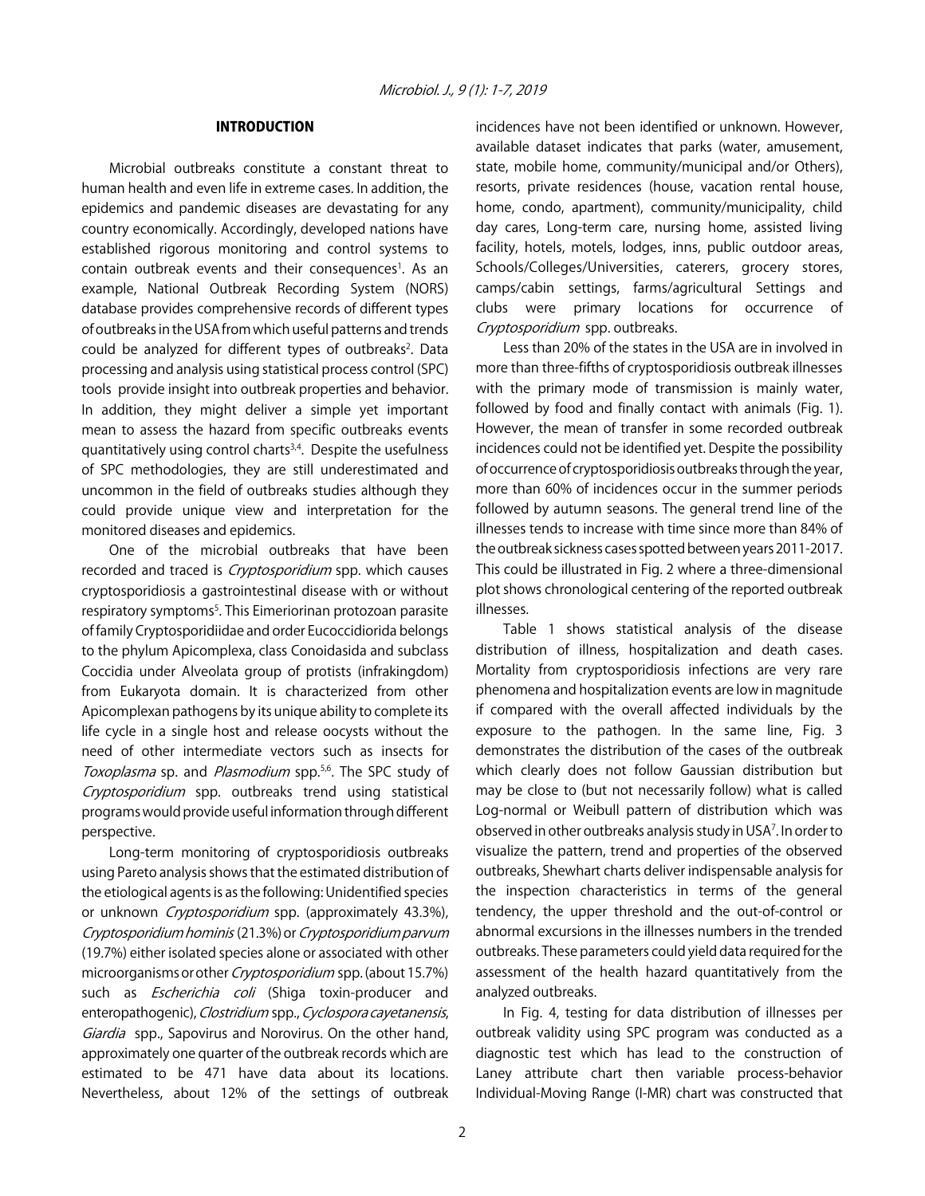## INTRODUCTION

Microbial outbreaks constitute a constant threat to human health and even life in extreme cases. In addition, the epidemics and pandemic diseases are devastating for any country economically. Accordingly, developed nations have established rigorous monitoring and control systems to contain outbreak events and their consequences[1]. As an example, National Outbreak Recording System (NORS) database provides comprehensive records of different types of outbreaks in the USA from which useful patterns and trends could be analyzed for different types of outbreaks[2]. Data processing and analysis using statistical process control (SPC) tools provide insight into outbreak properties and behavior. In addition, they might deliver a simple yet important mean to assess the hazard from specific outbreaks events quantitatively using control charts[3,4]. Despite the usefulness of SPC methodologies, they are still underestimated and uncommon in the field of outbreaks studies although they could provide unique view and interpretation for the monitored diseases and epidemics.

One of the microbial outbreaks that have been recorded and traced is *Cryptosporidium* spp. which causes cryptosporidiosis a gastrointestinal disease with or without respiratory symptoms[5]. This Eimeriorinan protozoan parasite of family Cryptosporidiidae and order Eucoccidiorida belongs to the phylum Apicomplexa, class Conoidasida and subclass Coccidia under Alveolata group of protists (infrakingdom) from Eukaryota domain. It is characterized from other Apicomplexan pathogens by its unique ability to complete its life cycle in a single host and release oocysts without the need of other intermediate vectors such as insects for *Toxoplasma* sp. and *Plasmodium* spp.[5,6]. The SPC study of *Cryptosporidium* spp. outbreaks trend using statistical programs would provide useful information through different perspective.

Long-term monitoring of cryptosporidiosis outbreaks using Pareto analysis shows that the estimated distribution of the etiological agents is as the following: Unidentified species or unknown *Cryptosporidium* spp. (approximately 43.3%), *Cryptosporidium hominis* (21.3%) or *Cryptosporidium parvum* (19.7%) either isolated species alone or associated with other microorganisms or other *Cryptosporidium* spp. (about 15.7%) such as *Escherichia coli* (Shiga toxin-producer and enteropathogenic), *Clostridium* spp., *Cyclospora cayetanensis*, *Giardia* spp., Sapovirus and Norovirus. On the other hand, approximately one quarter of the outbreak records which are estimated to be 471 have data about its locations. Nevertheless, about 12% of the settings of outbreak incidences have not been identified or unknown. However, available dataset indicates that parks (water, amusement, state, mobile home, community/municipal and/or Others), resorts, private residences (house, vacation rental house, home, condo, apartment), community/municipality, child day cares, Long-term care, nursing home, assisted living facility, hotels, motels, lodges, inns, public outdoor areas, Schools/Colleges/Universities, caterers, grocery stores, camps/cabin settings, farms/agricultural Settings and clubs were primary locations for occurrence of *Cryptosporidium* spp. outbreaks.

Less than 20% of the states in the USA are in involved in more than three-fifths of cryptosporidiosis outbreak illnesses with the primary mode of transmission is mainly water, followed by food and finally contact with animals (Fig. 1). However, the mean of transfer in some recorded outbreak incidences could not be identified yet. Despite the possibility of occurrence of cryptosporidiosis outbreaks through the year, more than 60% of incidences occur in the summer periods followed by autumn seasons. The general trend line of the illnesses tends to increase with time since more than 84% of the outbreak sickness cases spotted between years 2011-2017. This could be illustrated in Fig. 2 where a three-dimensional plot shows chronological centering of the reported outbreak illnesses.

Table 1 shows statistical analysis of the disease distribution of illness, hospitalization and death cases. Mortality from cryptosporidiosis infections are very rare phenomena and hospitalization events are low in magnitude if compared with the overall affected individuals by the exposure to the pathogen. In the same line, Fig. 3 demonstrates the distribution of the cases of the outbreak which clearly does not follow Gaussian distribution but may be close to (but not necessarily follow) what is called Log-normal or Weibull pattern of distribution which was observed in other outbreaks analysis study in USA[7]. In order to visualize the pattern, trend and properties of the observed outbreaks, Shewhart charts deliver indispensable analysis for the inspection characteristics in terms of the general tendency, the upper threshold and the out-of-control or abnormal excursions in the illnesses numbers in the trended outbreaks. These parameters could yield data required for the assessment of the health hazard quantitatively from the analyzed outbreaks.

In Fig. 4, testing for data distribution of illnesses per outbreak validity using SPC program was conducted as a diagnostic test which has lead to the construction of Laney attribute chart then variable process-behavior Individual-Moving Range (I-MR) chart was constructed that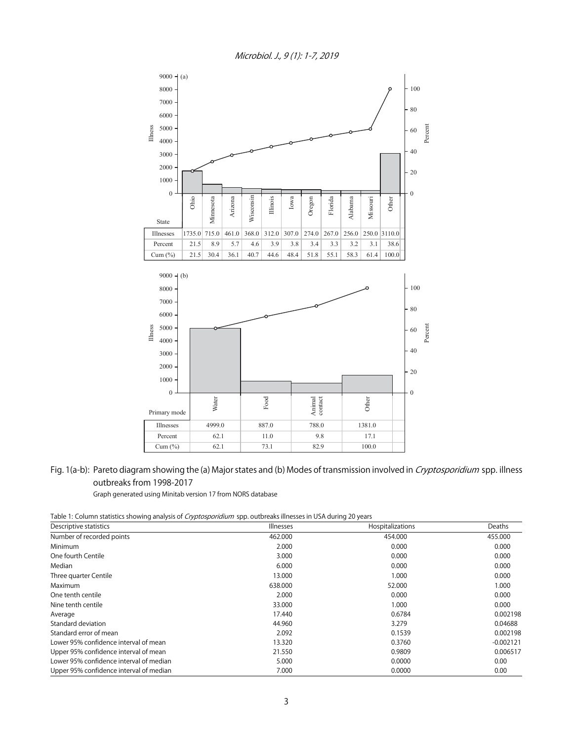| State | Ohio | Minnesota | Arizona | Wisconsin | Illinois | Iowa | Oregon | Florida | Alabama | Missouri | Other |
|---|---|---|---|---|---|---|---|---|---|---|---|
| Illnesses | 1735.0 | 715.0 | 461.0 | 368.0 | 312.0 | 307.0 | 274.0 | 267.0 | 256.0 | 250.0 | 3110.0 |
| Percent | 21.5 | 8.9 | 5.7 | 4.6 | 3.9 | 3.8 | 3.4 | 3.3 | 3.2 | 3.1 | 38.6 |
| Cum (%) | 21.5 | 30.4 | 36.1 | 40.7 | 44.6 | 48.4 | 51.8 | 55.1 | 58.3 | 61.4 | 100.0 |

| Primary mode | Water | Food | Animal contact | Other |
|---|---|---|---|---|
| Illnesses | 4999.0 | 887.0 | 788.0 | 1381.0 |
| Percent | 62.1 | 11.0 | 9.8 | 17.1 |
| Cum (%) | 62.1 | 73.1 | 82.9 | 100.0 |

Fig. 1(a-b): Pareto diagram showing the (a) Major states and (b) Modes of transmission involved in *Cryptosporidium* spp. illness outbreaks from 1998-2017

Graph generated using Minitab version 17 from NORS database

Table 1: Column statistics showing analysis of *Cryptosporidium* spp. outbreaks illnesses in USA during 20 years

| Descriptive statistics | Illnesses | Hospitalizations | Deaths |
|---|---|---|---|
| Number of recorded points | 462.000 | 454.000 | 455.000 |
| Minimum | 2.000 | 0.000 | 0.000 |
| One fourth Centile | 3.000 | 0.000 | 0.000 |
| Median | 6.000 | 0.000 | 0.000 |
| Three quarter Centile | 13.000 | 1.000 | 0.000 |
| Maximum | 638.000 | 52.000 | 1.000 |
| One tenth centile | 2.000 | 0.000 | 0.000 |
| Nine tenth centile | 33.000 | 1.000 | 0.000 |
| Average | 17.440 | 0.6784 | 0.002198 |
| Standard deviation | 44.960 | 3.279 | 0.04688 |
| Standard error of mean | 2.092 | 0.1539 | 0.002198 |
| Lower 95% confidence interval of mean | 13.320 | 0.3760 | -0.002121 |
| Upper 95% confidence interval of mean | 21.550 | 0.9809 | 0.006517 |
| Lower 95% confidence interval of median | 5.000 | 0.0000 | 0.00 |
| Upper 95% confidence interval of median | 7.000 | 0.0000 | 0.00 |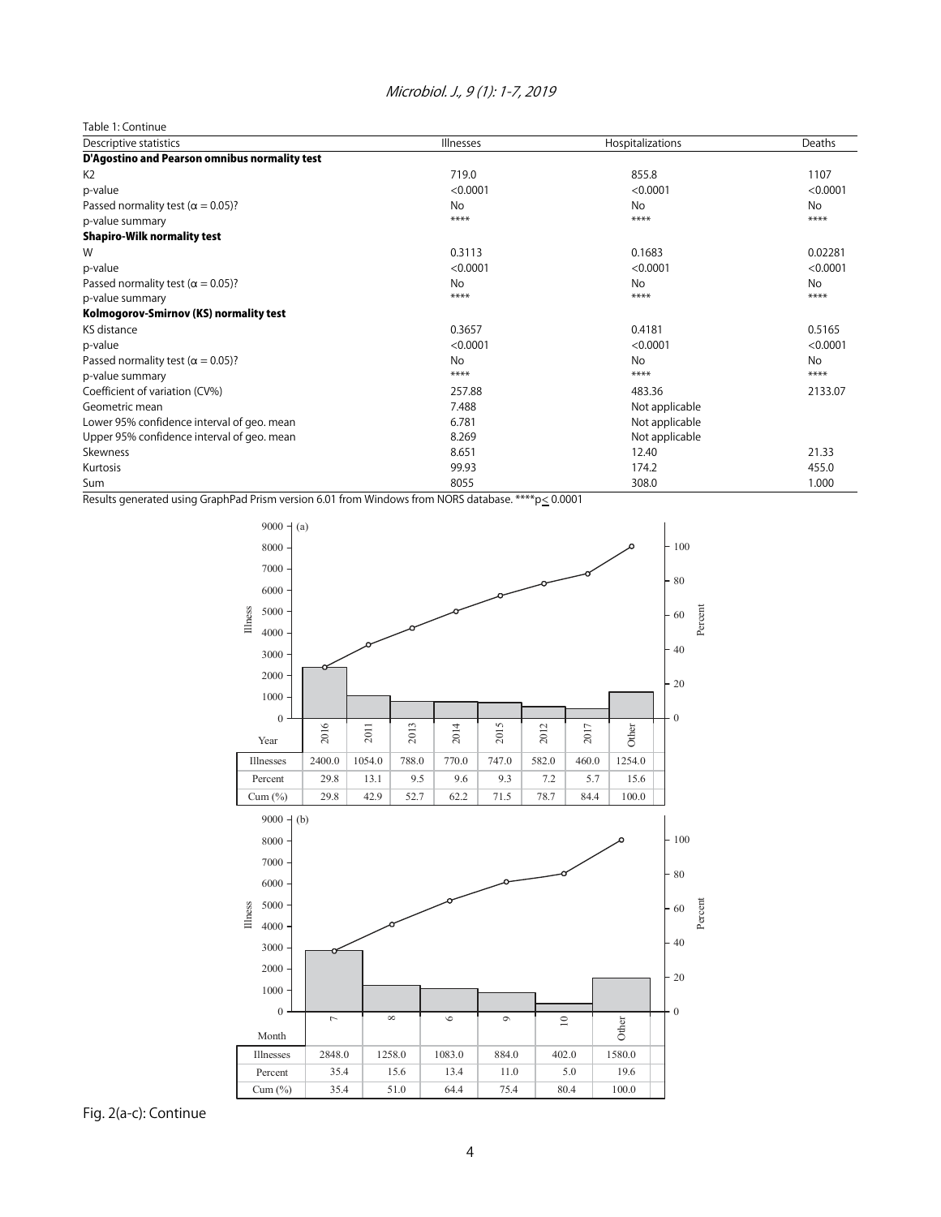Table 1: Continue

| Descriptive statistics | Illnesses | Hospitalizations | Deaths |
|---|---|---|---|
| **D'Agostino and Pearson omnibus normality test** | | | |
| K2 | 719.0 | 855.8 | 1107 |
| p-value | <0.0001 | <0.0001 | <0.0001 |
| Passed normality test ($\alpha = 0.05$)? | No | No | No |
| p-value summary | **** | **** | **** |
| **Shapiro-Wilk normality test** | | | |
| W | 0.3113 | 0.1683 | 0.02281 |
| p-value | <0.0001 | <0.0001 | <0.0001 |
| Passed normality test ($\alpha = 0.05$)? | No | No | No |
| p-value summary | **** | **** | **** |
| **Kolmogorov-Smirnov (KS) normality test** | | | |
| KS distance | 0.3657 | 0.4181 | 0.5165 |
| p-value | <0.0001 | <0.0001 | <0.0001 |
| Passed normality test ($\alpha = 0.05$)? | No | No | No |
| p-value summary | **** | **** | **** |
| Coefficient of variation (CV%) | 257.88 | 483.36 | 2133.07 |
| Geometric mean | 7.488 | Not applicable | |
| Lower 95% confidence interval of geo. mean | 6.781 | Not applicable | |
| Upper 95% confidence interval of geo. mean | 8.269 | Not applicable | |
| Skewness | 8.651 | 12.40 | 21.33 |
| Kurtosis | 99.93 | 174.2 | 455.0 |
| Sum | 8055 | 308.0 | 1.000 |

Results generated using GraphPad Prism version 6.01 from Windows from NORS database. ****p≤ 0.0001

(a)

| Year | 2016 | 2011 | 2013 | 2014 | 2015 | 2012 | 2017 | Other |
|---|---|---|---|---|---|---|---|---|
| Illnesses | 2400.0 | 1054.0 | 788.0 | 770.0 | 747.0 | 582.0 | 460.0 | 1254.0 |
| Percent | 29.8 | 13.1 | 9.5 | 9.6 | 9.3 | 7.2 | 5.7 | 15.6 |
| Cum (%) | 29.8 | 42.9 | 52.7 | 62.2 | 71.5 | 78.7 | 84.4 | 100.0 |

(b)

| Month | 7 | 8 | 6 | 9 | 10 | Other |
|---|---|---|---|---|---|---|
| Illnesses | 2848.0 | 1258.0 | 1083.0 | 884.0 | 402.0 | 1580.0 |
| Percent | 35.4 | 15.6 | 13.4 | 11.0 | 5.0 | 19.6 |
| Cum (%) | 35.4 | 51.0 | 64.4 | 75.4 | 80.4 | 100.0 |

Fig. 2(a-c): Continue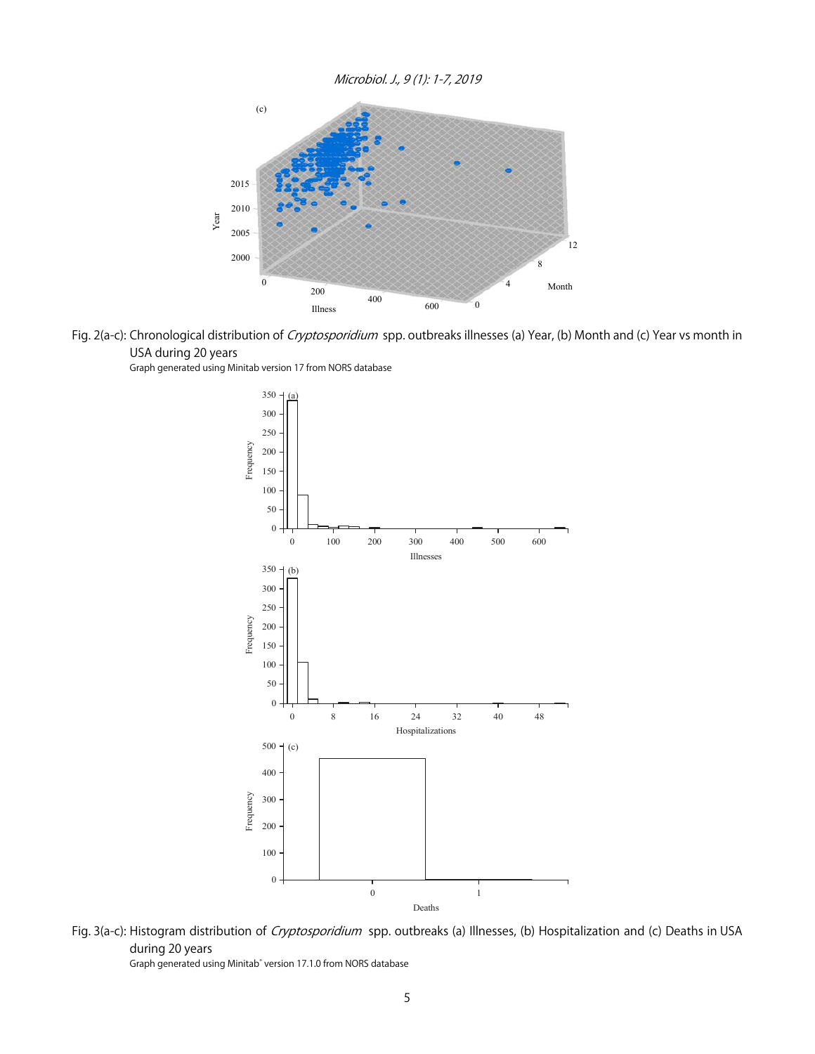Fig. 2(a-c): Chronological distribution of *Cryptosporidium* spp. outbreaks illnesses (a) Year, (b) Month and (c) Year vs month in USA during 20 years

Graph generated using Minitab version 17 from NORS database

Fig. 3(a-c): Histogram distribution of *Cryptosporidium* spp. outbreaks (a) Illnesses, (b) Hospitalization and (c) Deaths in USA during 20 years

Graph generated using Minitab® version 17.1.0 from NORS database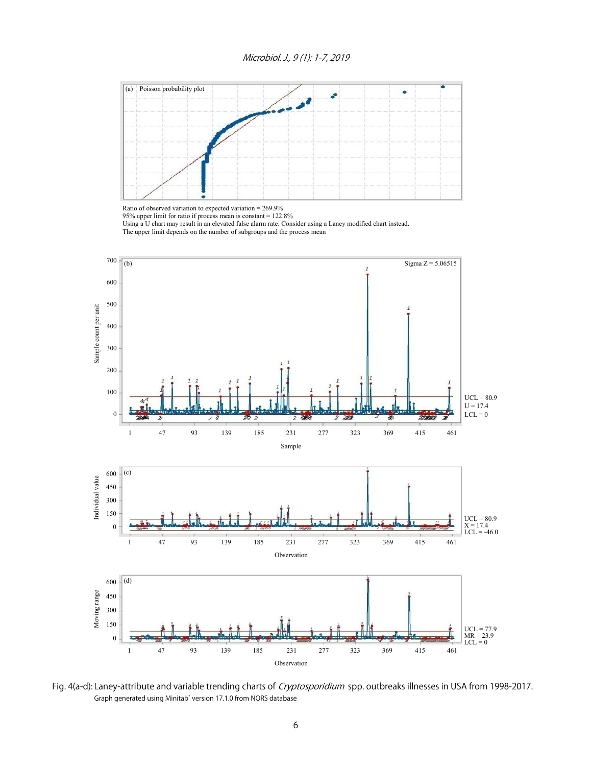(a) Poisson probability plot

Ratio of observed variation to expected variation = 269.9%
95% upper limit for ratio if process mean is constant = 122.8%
Using a U chart may result in an elevated false alarm rate. Consider using a Laney modified chart instead.
The upper limit depends on the number of subgroups and the process mean

(b) Sigma Z = 5.06515

UCL = 80.9
U = 17.4
LCL = 0

(c)

UCL = 80.9
X = 17.4
LCL = -46.0

(d)

UCL = 77.9
MR = 23.9
LCL = 0

Fig. 4(a-d): Laney-attribute and variable trending charts of *Cryptosporidium* spp. outbreaks illnesses in USA from 1998-2017.
Graph generated using Minitab® version 17.1.0 from NORS database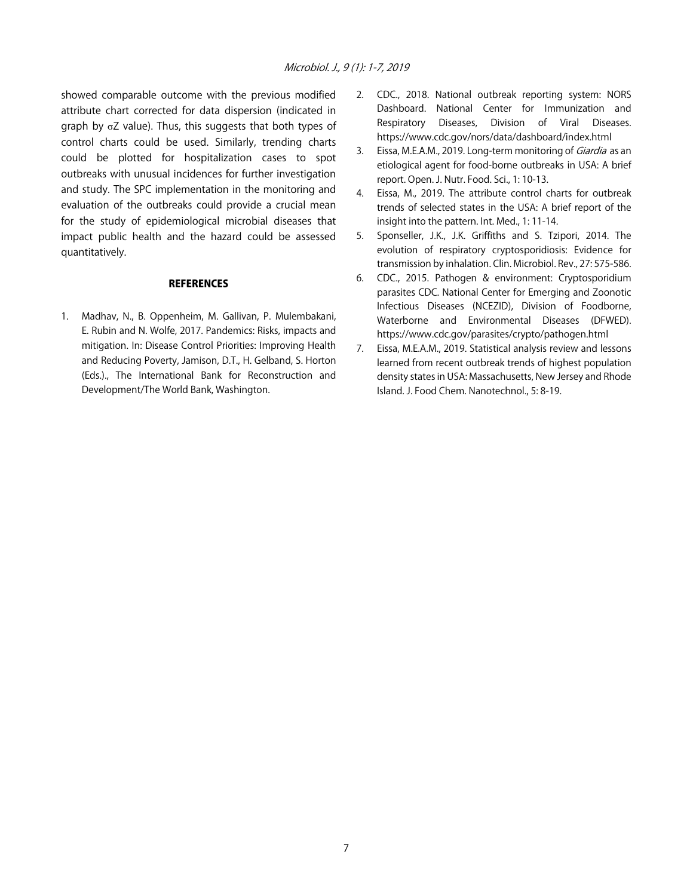showed comparable outcome with the previous modified attribute chart corrected for data dispersion (indicated in graph by σZ value). Thus, this suggests that both types of control charts could be used. Similarly, trending charts could be plotted for hospitalization cases to spot outbreaks with unusual incidences for further investigation and study. The SPC implementation in the monitoring and evaluation of the outbreaks could provide a crucial mean for the study of epidemiological microbial diseases that impact public health and the hazard could be assessed quantitatively.

## REFERENCES

1. Madhav, N., B. Oppenheim, M. Gallivan, P. Mulembakani, E. Rubin and N. Wolfe, 2017. Pandemics: Risks, impacts and mitigation. In: Disease Control Priorities: Improving Health and Reducing Poverty, Jamison, D.T., H. Gelband, S. Horton (Eds.)., The International Bank for Reconstruction and Development/The World Bank, Washington.
2. CDC., 2018. National outbreak reporting system: NORS Dashboard. National Center for Immunization and Respiratory Diseases, Division of Viral Diseases. https://www.cdc.gov/nors/data/dashboard/index.html
3. Eissa, M.E.A.M., 2019. Long-term monitoring of *Giardia* as an etiological agent for food-borne outbreaks in USA: A brief report. Open. J. Nutr. Food. Sci., 1: 10-13.
4. Eissa, M., 2019. The attribute control charts for outbreak trends of selected states in the USA: A brief report of the insight into the pattern. Int. Med., 1: 11-14.
5. Sponseller, J.K., J.K. Griffiths and S. Tzipori, 2014. The evolution of respiratory cryptosporidiosis: Evidence for transmission by inhalation. Clin. Microbiol. Rev., 27: 575-586.
6. CDC., 2015. Pathogen & environment: Cryptosporidium parasites CDC. National Center for Emerging and Zoonotic Infectious Diseases (NCEZID), Division of Foodborne, Waterborne and Environmental Diseases (DFWED). https://www.cdc.gov/parasites/crypto/pathogen.html
7. Eissa, M.E.A.M., 2019. Statistical analysis review and lessons learned from recent outbreak trends of highest population density states in USA: Massachusetts, New Jersey and Rhode Island. J. Food Chem. Nanotechnol., 5: 8-19.